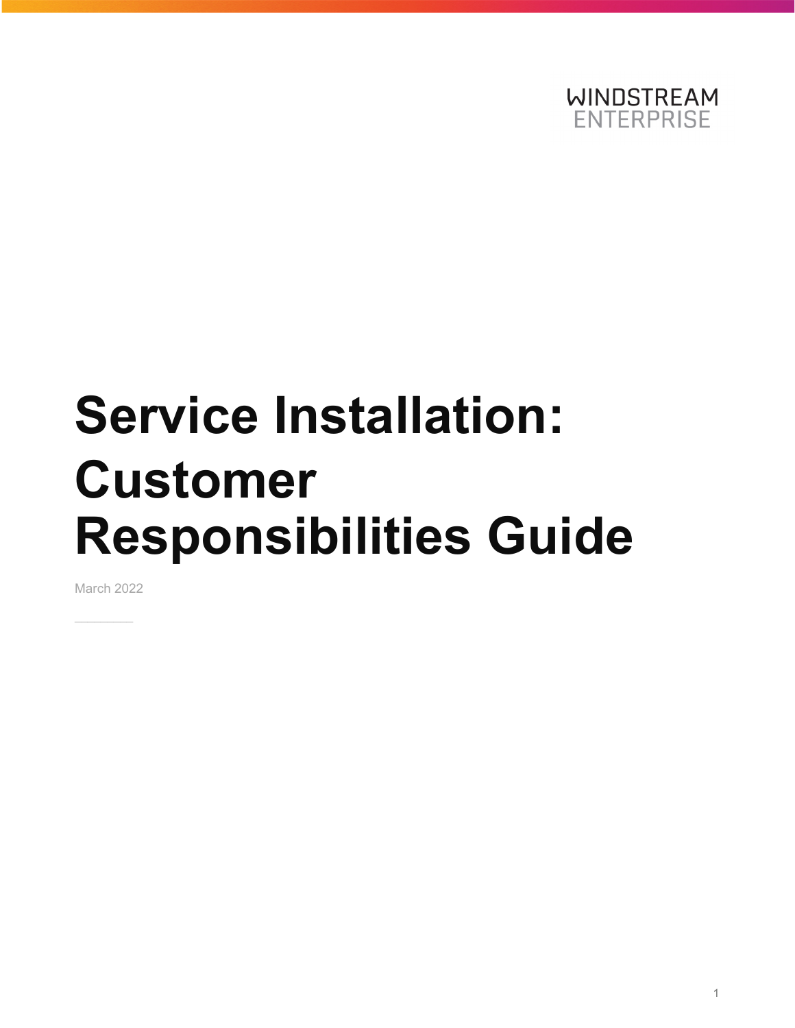WINDSTREAM
ENTERPRISE

# Service Installation: Customer Responsibilities Guide

March 2022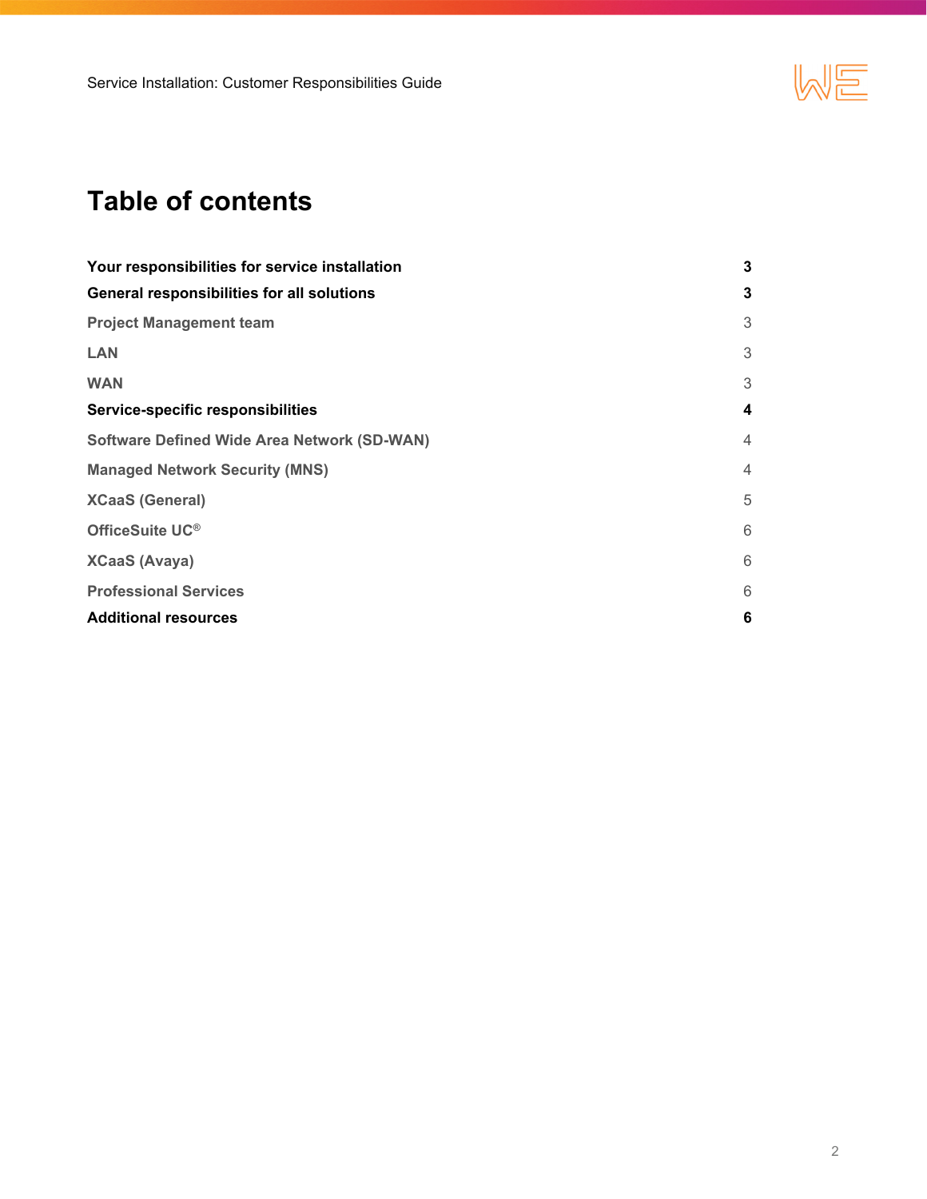# Table of contents

| | |
|---|---|
| **Your responsibilities for service installation** | **3** |
| **General responsibilities for all solutions** | **3** |
| Project Management team | 3 |
| LAN | 3 |
| WAN | 3 |
| **Service-specific responsibilities** | **4** |
| Software Defined Wide Area Network (SD-WAN) | 4 |
| Managed Network Security (MNS) | 4 |
| XCaaS (General) | 5 |
| OfficeSuite UC® | 6 |
| XCaaS (Avaya) | 6 |
| Professional Services | 6 |
| **Additional resources** | **6** |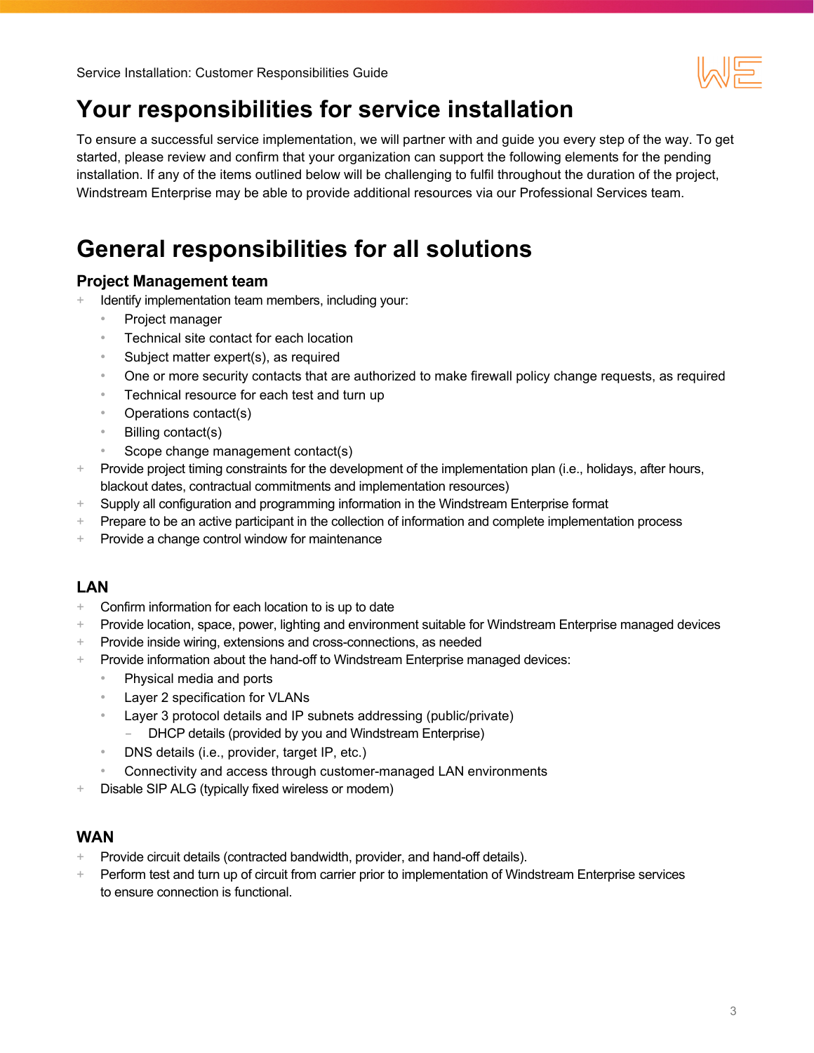# Your responsibilities for service installation

To ensure a successful service implementation, we will partner with and guide you every step of the way. To get started, please review and confirm that your organization can support the following elements for the pending installation. If any of the items outlined below will be challenging to fulfil throughout the duration of the project, Windstream Enterprise may be able to provide additional resources via our Professional Services team.

# General responsibilities for all solutions

### Project Management team

- Identify implementation team members, including your:
  - Project manager
  - Technical site contact for each location
  - Subject matter expert(s), as required
  - One or more security contacts that are authorized to make firewall policy change requests, as required
  - Technical resource for each test and turn up
  - Operations contact(s)
  - Billing contact(s)
  - Scope change management contact(s)
- Provide project timing constraints for the development of the implementation plan (i.e., holidays, after hours, blackout dates, contractual commitments and implementation resources)
- Supply all configuration and programming information in the Windstream Enterprise format
- Prepare to be an active participant in the collection of information and complete implementation process
- Provide a change control window for maintenance

### LAN

- Confirm information for each location to is up to date
- Provide location, space, power, lighting and environment suitable for Windstream Enterprise managed devices
- Provide inside wiring, extensions and cross-connections, as needed
- Provide information about the hand-off to Windstream Enterprise managed devices:
  - Physical media and ports
  - Layer 2 specification for VLANs
  - Layer 3 protocol details and IP subnets addressing (public/private)
    - DHCP details (provided by you and Windstream Enterprise)
  - DNS details (i.e., provider, target IP, etc.)
  - Connectivity and access through customer-managed LAN environments
- Disable SIP ALG (typically fixed wireless or modem)

### WAN

- Provide circuit details (contracted bandwidth, provider, and hand-off details).
- Perform test and turn up of circuit from carrier prior to implementation of Windstream Enterprise services to ensure connection is functional.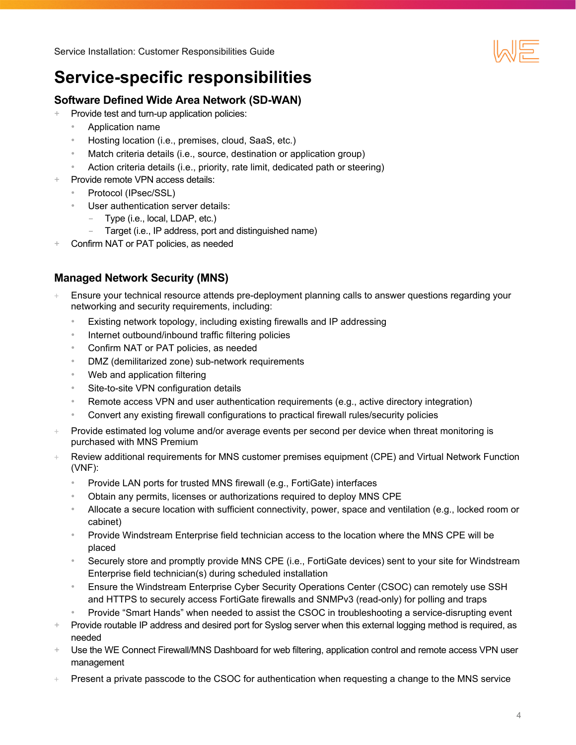# Service-specific responsibilities

## Software Defined Wide Area Network (SD-WAN)

- Provide test and turn-up application policies:
  - Application name
  - Hosting location (i.e., premises, cloud, SaaS, etc.)
  - Match criteria details (i.e., source, destination or application group)
  - Action criteria details (i.e., priority, rate limit, dedicated path or steering)
- Provide remote VPN access details:
  - Protocol (IPsec/SSL)
  - User authentication server details:
    - Type (i.e., local, LDAP, etc.)
    - Target (i.e., IP address, port and distinguished name)
- Confirm NAT or PAT policies, as needed

## Managed Network Security (MNS)

- Ensure your technical resource attends pre-deployment planning calls to answer questions regarding your networking and security requirements, including:
  - Existing network topology, including existing firewalls and IP addressing
  - Internet outbound/inbound traffic filtering policies
  - Confirm NAT or PAT policies, as needed
  - DMZ (demilitarized zone) sub-network requirements
  - Web and application filtering
  - Site-to-site VPN configuration details
  - Remote access VPN and user authentication requirements (e.g., active directory integration)
  - Convert any existing firewall configurations to practical firewall rules/security policies
- Provide estimated log volume and/or average events per second per device when threat monitoring is purchased with MNS Premium
- Review additional requirements for MNS customer premises equipment (CPE) and Virtual Network Function (VNF):
  - Provide LAN ports for trusted MNS firewall (e.g., FortiGate) interfaces
  - Obtain any permits, licenses or authorizations required to deploy MNS CPE
  - Allocate a secure location with sufficient connectivity, power, space and ventilation (e.g., locked room or cabinet)
  - Provide Windstream Enterprise field technician access to the location where the MNS CPE will be placed
  - Securely store and promptly provide MNS CPE (i.e., FortiGate devices) sent to your site for Windstream Enterprise field technician(s) during scheduled installation
  - Ensure the Windstream Enterprise Cyber Security Operations Center (CSOC) can remotely use SSH and HTTPS to securely access FortiGate firewalls and SNMPv3 (read-only) for polling and traps
  - Provide "Smart Hands" when needed to assist the CSOC in troubleshooting a service-disrupting event
- Provide routable IP address and desired port for Syslog server when this external logging method is required, as needed
- Use the WE Connect Firewall/MNS Dashboard for web filtering, application control and remote access VPN user management
- Present a private passcode to the CSOC for authentication when requesting a change to the MNS service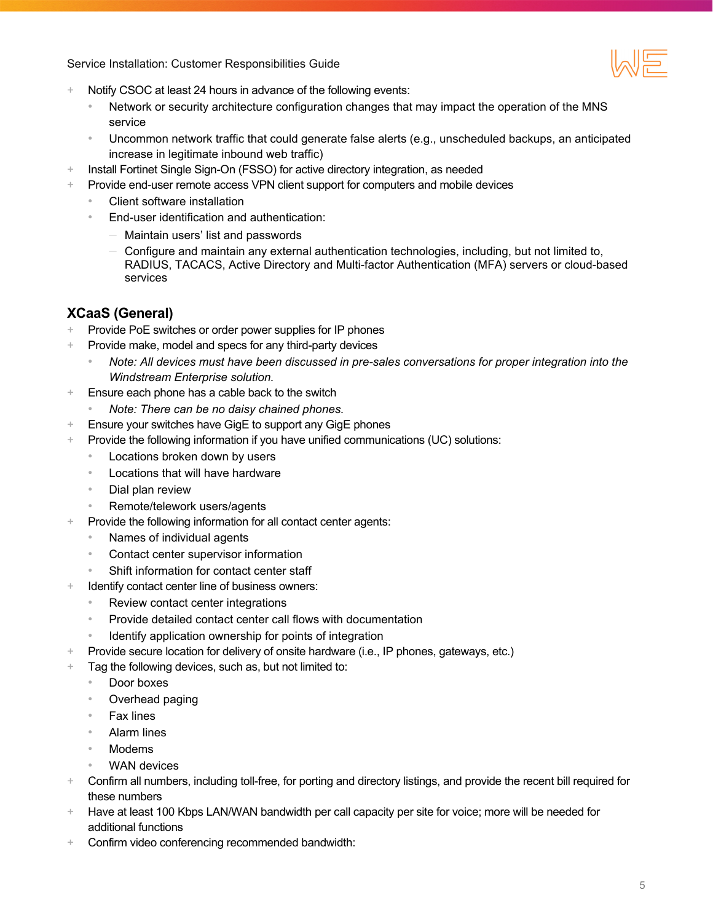- Notify CSOC at least 24 hours in advance of the following events:
  - Network or security architecture configuration changes that may impact the operation of the MNS service
  - Uncommon network traffic that could generate false alerts (e.g., unscheduled backups, an anticipated increase in legitimate inbound web traffic)
- Install Fortinet Single Sign-On (FSSO) for active directory integration, as needed
- Provide end-user remote access VPN client support for computers and mobile devices
  - Client software installation
  - End-user identification and authentication:
    - Maintain users' list and passwords
    - Configure and maintain any external authentication technologies, including, but not limited to, RADIUS, TACACS, Active Directory and Multi-factor Authentication (MFA) servers or cloud-based services

## XCaaS (General)

- Provide PoE switches or order power supplies for IP phones
- Provide make, model and specs for any third-party devices
  - *Note: All devices must have been discussed in pre-sales conversations for proper integration into the Windstream Enterprise solution.*
- Ensure each phone has a cable back to the switch
  - *Note: There can be no daisy chained phones.*
- Ensure your switches have GigE to support any GigE phones
- Provide the following information if you have unified communications (UC) solutions:
  - Locations broken down by users
  - Locations that will have hardware
  - Dial plan review
  - Remote/telework users/agents
- Provide the following information for all contact center agents:
  - Names of individual agents
  - Contact center supervisor information
  - Shift information for contact center staff
- Identify contact center line of business owners:
  - Review contact center integrations
  - Provide detailed contact center call flows with documentation
  - Identify application ownership for points of integration
- Provide secure location for delivery of onsite hardware (i.e., IP phones, gateways, etc.)
- Tag the following devices, such as, but not limited to:
  - Door boxes
  - Overhead paging
  - Fax lines
  - Alarm lines
  - Modems
  - WAN devices
- Confirm all numbers, including toll-free, for porting and directory listings, and provide the recent bill required for these numbers
- Have at least 100 Kbps LAN/WAN bandwidth per call capacity per site for voice; more will be needed for additional functions
- Confirm video conferencing recommended bandwidth: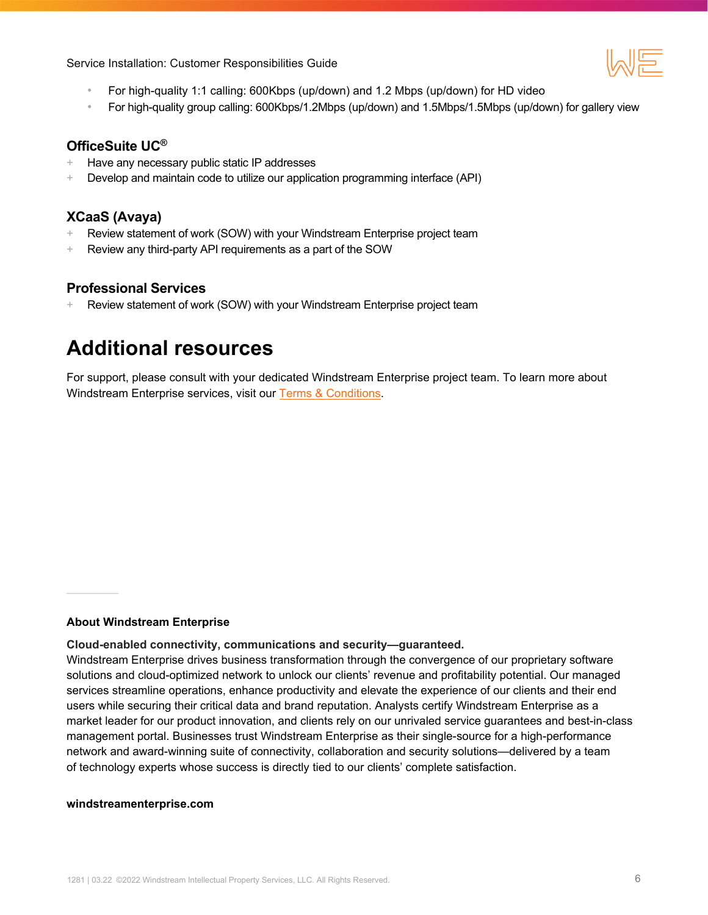- For high-quality 1:1 calling: 600Kbps (up/down) and 1.2 Mbps (up/down) for HD video
- For high-quality group calling: 600Kbps/1.2Mbps (up/down) and 1.5Mbps/1.5Mbps (up/down) for gallery view

### OfficeSuite UC®

- Have any necessary public static IP addresses
- Develop and maintain code to utilize our application programming interface (API)

### XCaaS (Avaya)

- Review statement of work (SOW) with your Windstream Enterprise project team
- Review any third-party API requirements as a part of the SOW

### Professional Services

- Review statement of work (SOW) with your Windstream Enterprise project team

## Additional resources

For support, please consult with your dedicated Windstream Enterprise project team. To learn more about Windstream Enterprise services, visit our Terms & Conditions.

**About Windstream Enterprise**

**Cloud-enabled connectivity, communications and security—guaranteed.**
Windstream Enterprise drives business transformation through the convergence of our proprietary software solutions and cloud-optimized network to unlock our clients' revenue and profitability potential. Our managed services streamline operations, enhance productivity and elevate the experience of our clients and their end users while securing their critical data and brand reputation. Analysts certify Windstream Enterprise as a market leader for our product innovation, and clients rely on our unrivaled service guarantees and best-in-class management portal. Businesses trust Windstream Enterprise as their single-source for a high-performance network and award-winning suite of connectivity, collaboration and security solutions—delivered by a team of technology experts whose success is directly tied to our clients' complete satisfaction.

**windstreamenterprise.com**

1281 | 03.22 ©2022 Windstream Intellectual Property Services, LLC. All Rights Reserved.